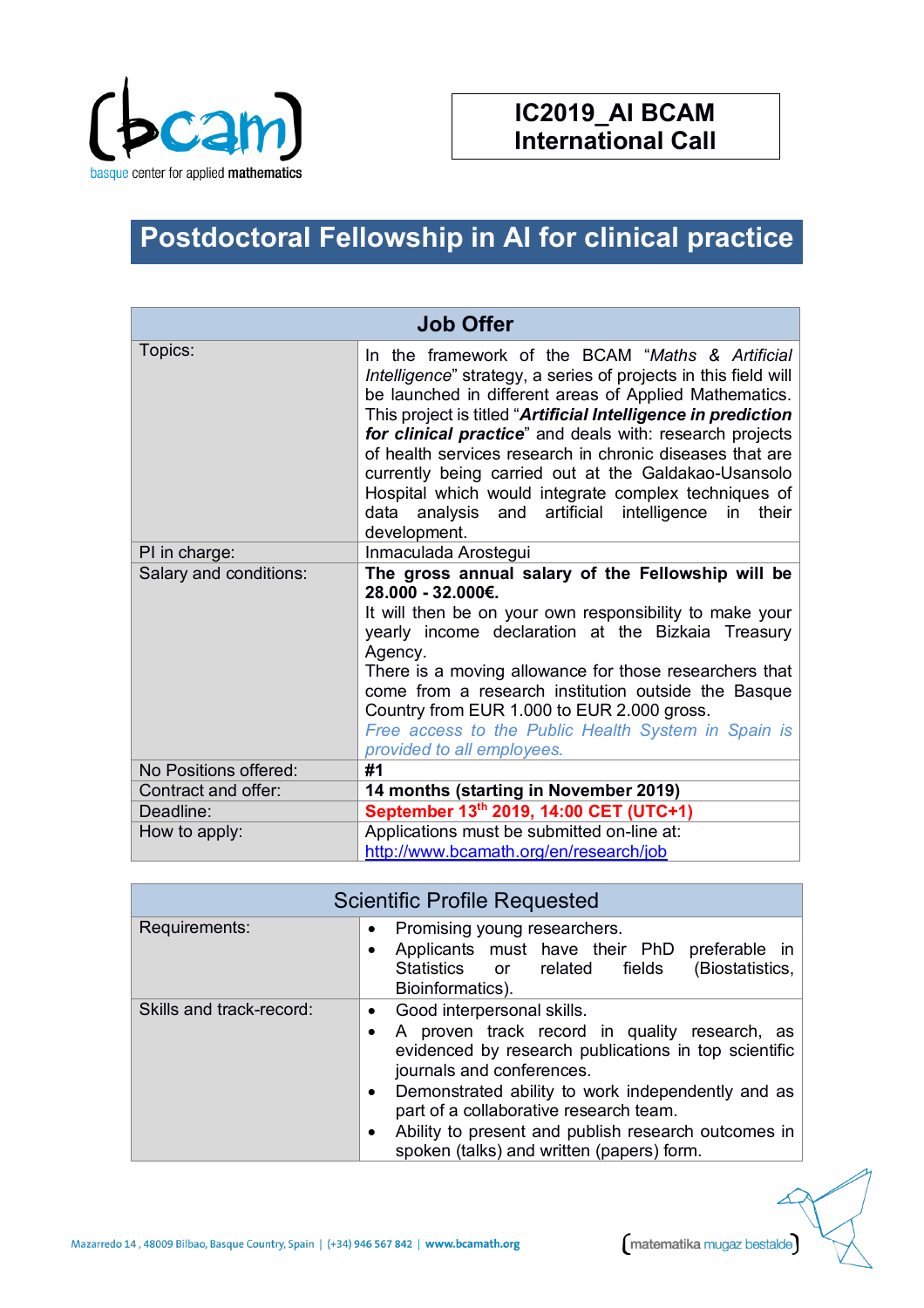# IC2019_AI BCAM International Call

## Postdoctoral Fellowship in AI for clinical practice

| Job Offer | |
|---|---|
| Topics: | In the framework of the BCAM "*Maths & Artificial Intelligence*" strategy, a series of projects in this field will be launched in different areas of Applied Mathematics. This project is titled "***Artificial Intelligence in prediction for clinical practice***" and deals with: research projects of health services research in chronic diseases that are currently being carried out at the Galdakao-Usansolo Hospital which would integrate complex techniques of data analysis and artificial intelligence in their development. |
| PI in charge: | Inmaculada Arostegui |
| Salary and conditions: | **The gross annual salary of the Fellowship will be 28.000 - 32.000€.** It will then be on your own responsibility to make your yearly income declaration at the Bizkaia Treasury Agency. There is a moving allowance for those researchers that come from a research institution outside the Basque Country from EUR 1.000 to EUR 2.000 gross. *Free access to the Public Health System in Spain is provided to all employees.* |
| No Positions offered: | **#1** |
| Contract and offer: | **14 months (starting in November 2019)** |
| Deadline: | **September 13th 2019, 14:00 CET (UTC+1)** |
| How to apply: | Applications must be submitted on-line at: http://www.bcamath.org/en/research/job |

| Scientific Profile Requested | |
|---|---|
| Requirements: | • Promising young researchers.<br>• Applicants must have their PhD preferable in Statistics or related fields (Biostatistics, Bioinformatics). |
| Skills and track-record: | • Good interpersonal skills.<br>• A proven track record in quality research, as evidenced by research publications in top scientific journals and conferences.<br>• Demonstrated ability to work independently and as part of a collaborative research team.<br>• Ability to present and publish research outcomes in spoken (talks) and written (papers) form. |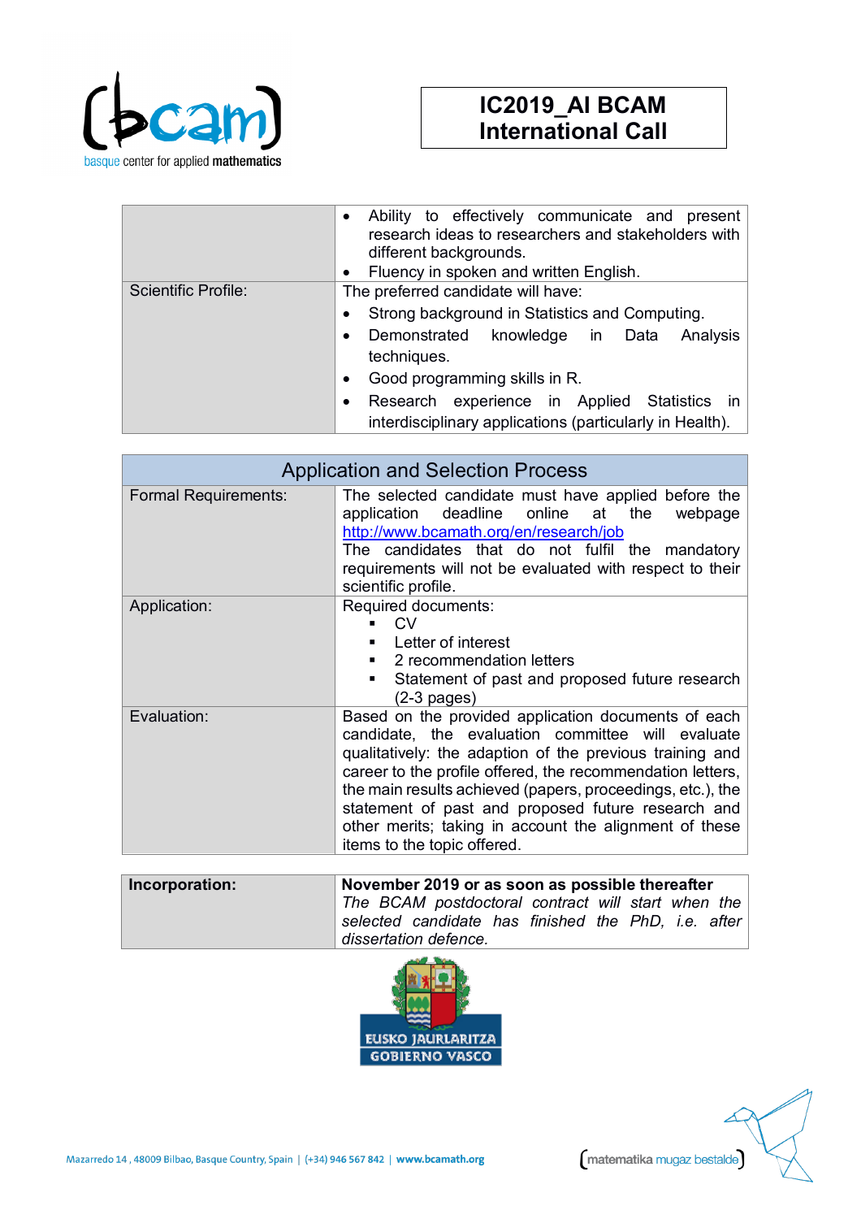# IC2019_AI BCAM International Call

| | |
|---|---|
| | • Ability to effectively communicate and present research ideas to researchers and stakeholders with different backgrounds. • Fluency in spoken and written English. |
| Scientific Profile: | The preferred candidate will have: • Strong background in Statistics and Computing. • Demonstrated knowledge in Data Analysis techniques. • Good programming skills in R. • Research experience in Applied Statistics in interdisciplinary applications (particularly in Health). |

| Application and Selection Process | |
|---|---|
| Formal Requirements: | The selected candidate must have applied before the application deadline online at the webpage http://www.bcamath.org/en/research/job The candidates that do not fulfil the mandatory requirements will not be evaluated with respect to their scientific profile. |
| Application: | Required documents: ▪ CV ▪ Letter of interest ▪ 2 recommendation letters ▪ Statement of past and proposed future research (2-3 pages) |
| Evaluation: | Based on the provided application documents of each candidate, the evaluation committee will evaluate qualitatively: the adaption of the previous training and career to the profile offered, the recommendation letters, the main results achieved (papers, proceedings, etc.), the statement of past and proposed future research and other merits; taking in account the alignment of these items to the topic offered. |

| | |
|---|---|
| **Incorporation:** | **November 2019 or as soon as possible thereafter** *The BCAM postdoctoral contract will start when the selected candidate has finished the PhD, i.e. after dissertation defence.* |

EUSKO JAURLARITZA
GOBIERNO VASCO

Mazarredo 14 , 48009 Bilbao, Basque Country, Spain | (+34) 946 567 842 | www.bcamath.org